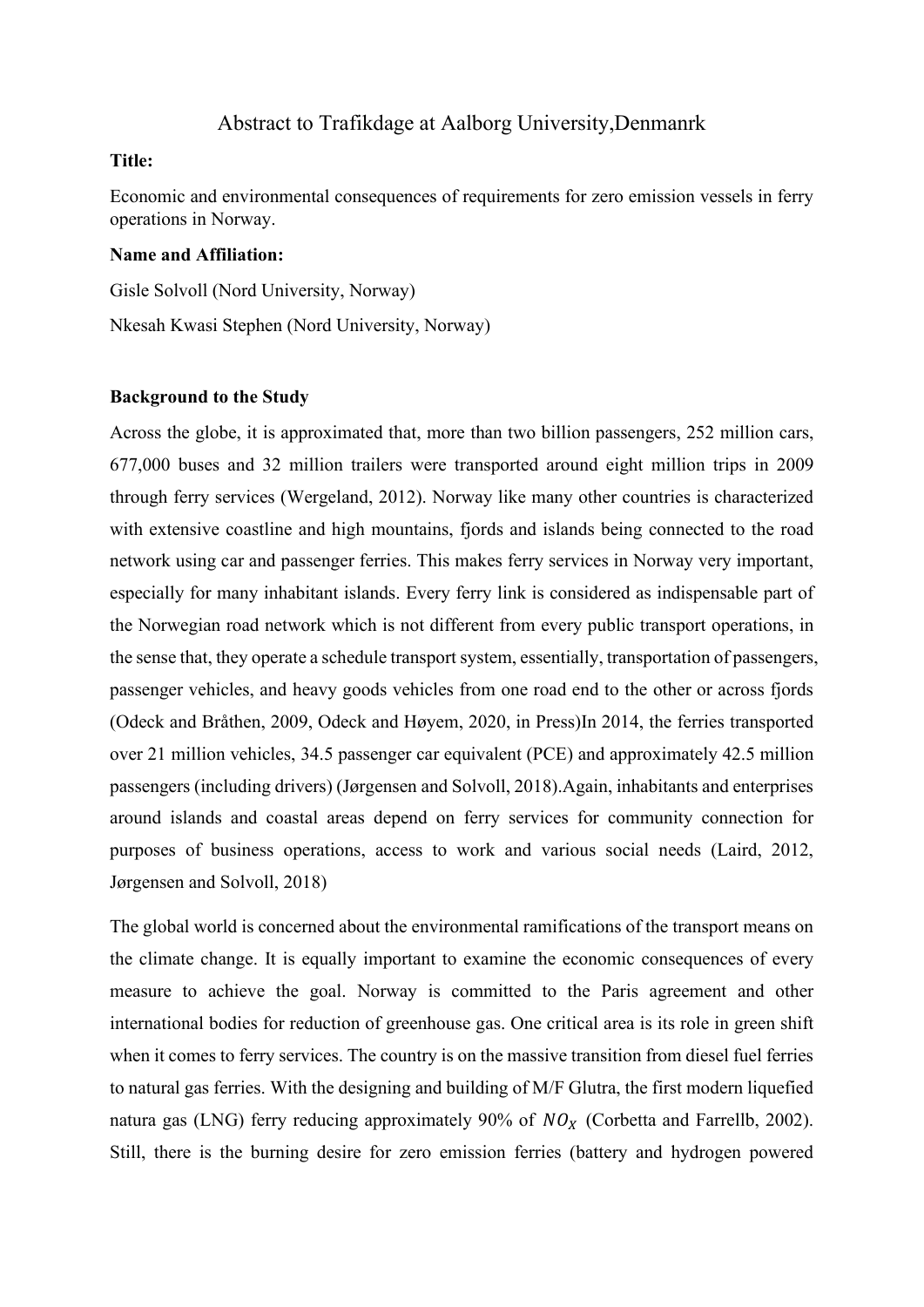Abstract to Trafikdage at Aalborg University,Denmanrk

**Title:**

Economic and environmental consequences of requirements for zero emission vessels in ferry operations in Norway.

**Name and Affiliation:**

Gisle Solvoll (Nord University, Norway)

Nkesah Kwasi Stephen (Nord University, Norway)

**Background to the Study**

Across the globe, it is approximated that, more than two billion passengers, 252 million cars, 677,000 buses and 32 million trailers were transported around eight million trips in 2009 through ferry services (Wergeland, 2012). Norway like many other countries is characterized with extensive coastline and high mountains, fjords and islands being connected to the road network using car and passenger ferries. This makes ferry services in Norway very important, especially for many inhabitant islands. Every ferry link is considered as indispensable part of the Norwegian road network which is not different from every public transport operations, in the sense that, they operate a schedule transport system, essentially, transportation of passengers, passenger vehicles, and heavy goods vehicles from one road end to the other or across fjords (Odeck and Bråthen, 2009, Odeck and Høyem, 2020, in Press)In 2014, the ferries transported over 21 million vehicles, 34.5 passenger car equivalent (PCE) and approximately 42.5 million passengers (including drivers) (Jørgensen and Solvoll, 2018).Again, inhabitants and enterprises around islands and coastal areas depend on ferry services for community connection for purposes of business operations, access to work and various social needs (Laird, 2012, Jørgensen and Solvoll, 2018)

The global world is concerned about the environmental ramifications of the transport means on the climate change. It is equally important to examine the economic consequences of every measure to achieve the goal. Norway is committed to the Paris agreement and other international bodies for reduction of greenhouse gas. One critical area is its role in green shift when it comes to ferry services. The country is on the massive transition from diesel fuel ferries to natural gas ferries. With the designing and building of M/F Glutra, the first modern liquefied natura gas (LNG) ferry reducing approximately 90% of $NO_X$ (Corbetta and Farrellb, 2002). Still, there is the burning desire for zero emission ferries (battery and hydrogen powered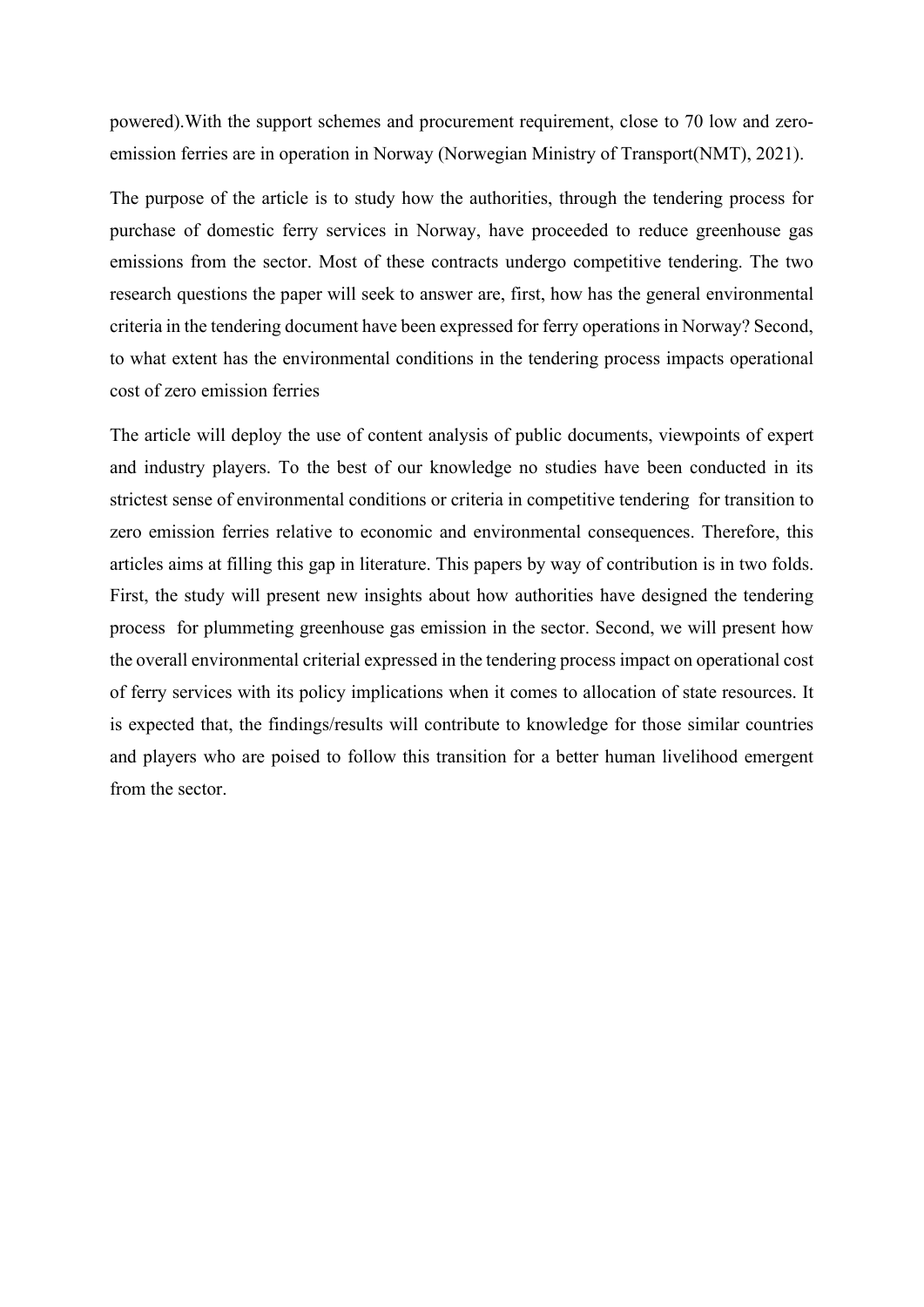powered).With the support schemes and procurement requirement, close to 70 low and zero-emission ferries are in operation in Norway (Norwegian Ministry of Transport(NMT), 2021).

The purpose of the article is to study how the authorities, through the tendering process for purchase of domestic ferry services in Norway, have proceeded to reduce greenhouse gas emissions from the sector. Most of these contracts undergo competitive tendering. The two research questions the paper will seek to answer are, first, how has the general environmental criteria in the tendering document have been expressed for ferry operations in Norway? Second, to what extent has the environmental conditions in the tendering process impacts operational cost of zero emission ferries

The article will deploy the use of content analysis of public documents, viewpoints of expert and industry players. To the best of our knowledge no studies have been conducted in its strictest sense of environmental conditions or criteria in competitive tendering for transition to zero emission ferries relative to economic and environmental consequences. Therefore, this articles aims at filling this gap in literature. This papers by way of contribution is in two folds. First, the study will present new insights about how authorities have designed the tendering process for plummeting greenhouse gas emission in the sector. Second, we will present how the overall environmental criterial expressed in the tendering process impact on operational cost of ferry services with its policy implications when it comes to allocation of state resources. It is expected that, the findings/results will contribute to knowledge for those similar countries and players who are poised to follow this transition for a better human livelihood emergent from the sector.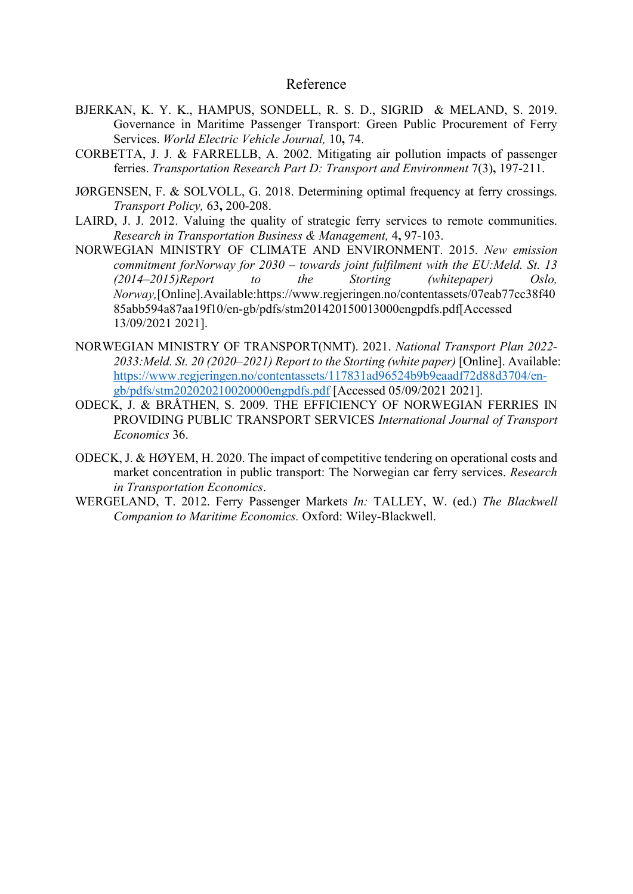# Reference

BJERKAN, K. Y. K., HAMPUS, SONDELL, R. S. D., SIGRID & MELAND, S. 2019. Governance in Maritime Passenger Transport: Green Public Procurement of Ferry Services. *World Electric Vehicle Journal,* 10**,** 74.

CORBETTA, J. J. & FARRELLB, A. 2002. Mitigating air pollution impacts of passenger ferries. *Transportation Research Part D: Transport and Environment* 7(3)**,** 197-211.

JØRGENSEN, F. & SOLVOLL, G. 2018. Determining optimal frequency at ferry crossings. *Transport Policy,* 63**,** 200-208.

LAIRD, J. J. 2012. Valuing the quality of strategic ferry services to remote communities. *Research in Transportation Business & Management,* 4**,** 97-103.

NORWEGIAN MINISTRY OF CLIMATE AND ENVIRONMENT. 2015. *New emission commitment forNorway for 2030 – towards joint fulfilment with the EU:Meld. St. 13 (2014–2015)Report to the Storting (whitepaper) Oslo, Norway,*[Online].Available:https://www.regjeringen.no/contentassets/07eab77cc38f4085abb594a87aa19f10/en-gb/pdfs/stm201420150013000engpdfs.pdf[Accessed 13/09/2021 2021].

NORWEGIAN MINISTRY OF TRANSPORT(NMT). 2021. *National Transport Plan 2022-2033:Meld. St. 20 (2020–2021) Report to the Storting (white paper)* [Online]. Available: https://www.regjeringen.no/contentassets/117831ad96524b9b9eaadf72d88d3704/en-gb/pdfs/stm202020210020000engpdfs.pdf [Accessed 05/09/2021 2021].

ODECK, J. & BRÅTHEN, S. 2009. THE EFFICIENCY OF NORWEGIAN FERRIES IN PROVIDING PUBLIC TRANSPORT SERVICES *International Journal of Transport Economics* 36.

ODECK, J. & HØYEM, H. 2020. The impact of competitive tendering on operational costs and market concentration in public transport: The Norwegian car ferry services. *Research in Transportation Economics*.

WERGELAND, T. 2012. Ferry Passenger Markets *In:* TALLEY, W. (ed.) *The Blackwell Companion to Maritime Economics.* Oxford: Wiley-Blackwell.